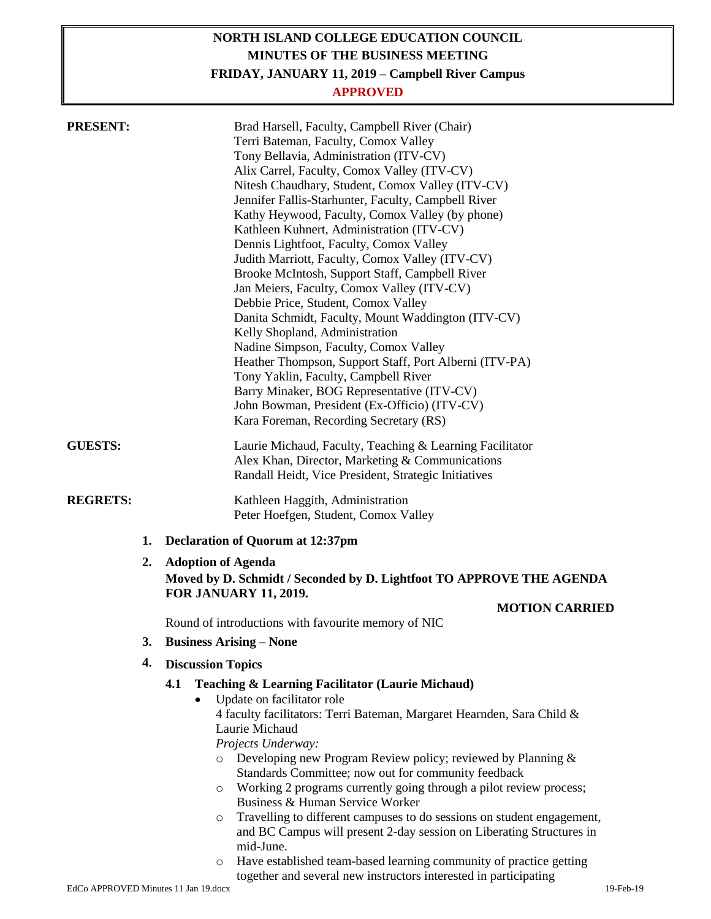# NORTH ISLAND COLLEGE EDUCATION COUNCIL
## MINUTES OF THE BUSINESS MEETING
### FRIDAY, JANUARY 11, 2019 – Campbell River Campus
**APPROVED**

**PRESENT:**

Brad Harsell, Faculty, Campbell River (Chair)
Terri Bateman, Faculty, Comox Valley
Tony Bellavia, Administration (ITV-CV)
Alix Carrel, Faculty, Comox Valley (ITV-CV)
Nitesh Chaudhary, Student, Comox Valley (ITV-CV)
Jennifer Fallis-Starhunter, Faculty, Campbell River
Kathy Heywood, Faculty, Comox Valley (by phone)
Kathleen Kuhnert, Administration (ITV-CV)
Dennis Lightfoot, Faculty, Comox Valley
Judith Marriott, Faculty, Comox Valley (ITV-CV)
Brooke McIntosh, Support Staff, Campbell River
Jan Meiers, Faculty, Comox Valley (ITV-CV)
Debbie Price, Student, Comox Valley
Danita Schmidt, Faculty, Mount Waddington (ITV-CV)
Kelly Shopland, Administration
Nadine Simpson, Faculty, Comox Valley
Heather Thompson, Support Staff, Port Alberni (ITV-PA)
Tony Yaklin, Faculty, Campbell River
Barry Minaker, BOG Representative (ITV-CV)
John Bowman, President (Ex-Officio) (ITV-CV)
Kara Foreman, Recording Secretary (RS)

**GUESTS:**

Laurie Michaud, Faculty, Teaching & Learning Facilitator
Alex Khan, Director, Marketing & Communications
Randall Heidt, Vice President, Strategic Initiatives

**REGRETS:**

Kathleen Haggith, Administration
Peter Hoefgen, Student, Comox Valley

1. **Declaration of Quorum at 12:37pm**

2. **Adoption of Agenda**
   **Moved by D. Schmidt / Seconded by D. Lightfoot TO APPROVE THE AGENDA FOR JANUARY 11, 2019.**

   **MOTION CARRIED**

   Round of introductions with favourite memory of NIC

3. **Business Arising – None**

4. **Discussion Topics**

   **4.1 Teaching & Learning Facilitator (Laurie Michaud)**

   - Update on facilitator role
     4 faculty facilitators: Terri Bateman, Margaret Hearnden, Sara Child & Laurie Michaud
     *Projects Underway:*
     - Developing new Program Review policy; reviewed by Planning & Standards Committee; now out for community feedback
     - Working 2 programs currently going through a pilot review process; Business & Human Service Worker
     - Travelling to different campuses to do sessions on student engagement, and BC Campus will present 2-day session on Liberating Structures in mid-June.
     - Have established team-based learning community of practice getting together and several new instructors interested in participating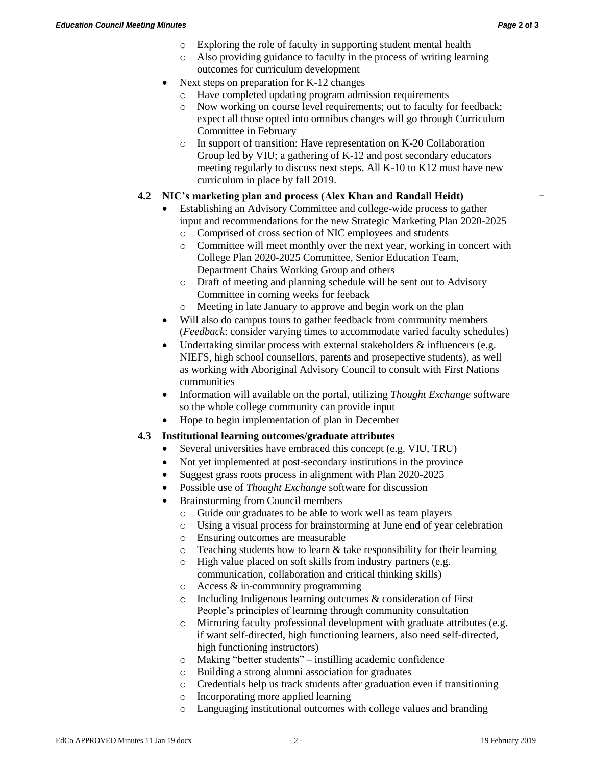- Exploring the role of faculty in supporting student mental health
  - Also providing guidance to faculty in the process of writing learning outcomes for curriculum development
- Next steps on preparation for K-12 changes
  - Have completed updating program admission requirements
  - Now working on course level requirements; out to faculty for feedback; expect all those opted into omnibus changes will go through Curriculum Committee in February
  - In support of transition: Have representation on K-20 Collaboration Group led by VIU; a gathering of K-12 and post secondary educators meeting regularly to discuss next steps. All K-10 to K12 must have new curriculum in place by fall 2019.

### 4.2 NIC's marketing plan and process (Alex Khan and Randall Heidt)

- Establishing an Advisory Committee and college-wide process to gather input and recommendations for the new Strategic Marketing Plan 2020-2025
  - Comprised of cross section of NIC employees and students
  - Committee will meet monthly over the next year, working in concert with College Plan 2020-2025 Committee, Senior Education Team, Department Chairs Working Group and others
  - Draft of meeting and planning schedule will be sent out to Advisory Committee in coming weeks for feeback
  - Meeting in late January to approve and begin work on the plan
- Will also do campus tours to gather feedback from community members (*Feedback*: consider varying times to accommodate varied faculty schedules)
- Undertaking similar process with external stakeholders & influencers (e.g. NIEFS, high school counsellors, parents and prosepective students), as well as working with Aboriginal Advisory Council to consult with First Nations communities
- Information will available on the portal, utilizing *Thought Exchange* software so the whole college community can provide input
- Hope to begin implementation of plan in December

### 4.3 Institutional learning outcomes/graduate attributes

- Several universities have embraced this concept (e.g. VIU, TRU)
- Not yet implemented at post-secondary institutions in the province
- Suggest grass roots process in alignment with Plan 2020-2025
- Possible use of *Thought Exchange* software for discussion
- Brainstorming from Council members
  - Guide our graduates to be able to work well as team players
  - Using a visual process for brainstorming at June end of year celebration
  - Ensuring outcomes are measurable
  - Teaching students how to learn & take responsibility for their learning
  - High value placed on soft skills from industry partners (e.g. communication, collaboration and critical thinking skills)
  - Access & in-community programming
  - Including Indigenous learning outcomes & consideration of First People's principles of learning through community consultation
  - Mirroring faculty professional development with graduate attributes (e.g. if want self-directed, high functioning learners, also need self-directed, high functioning instructors)
  - Making "better students" – instilling academic confidence
  - Building a strong alumni association for graduates
  - Credentials help us track students after graduation even if transitioning
  - Incorporating more applied learning
  - Languaging institutional outcomes with college values and branding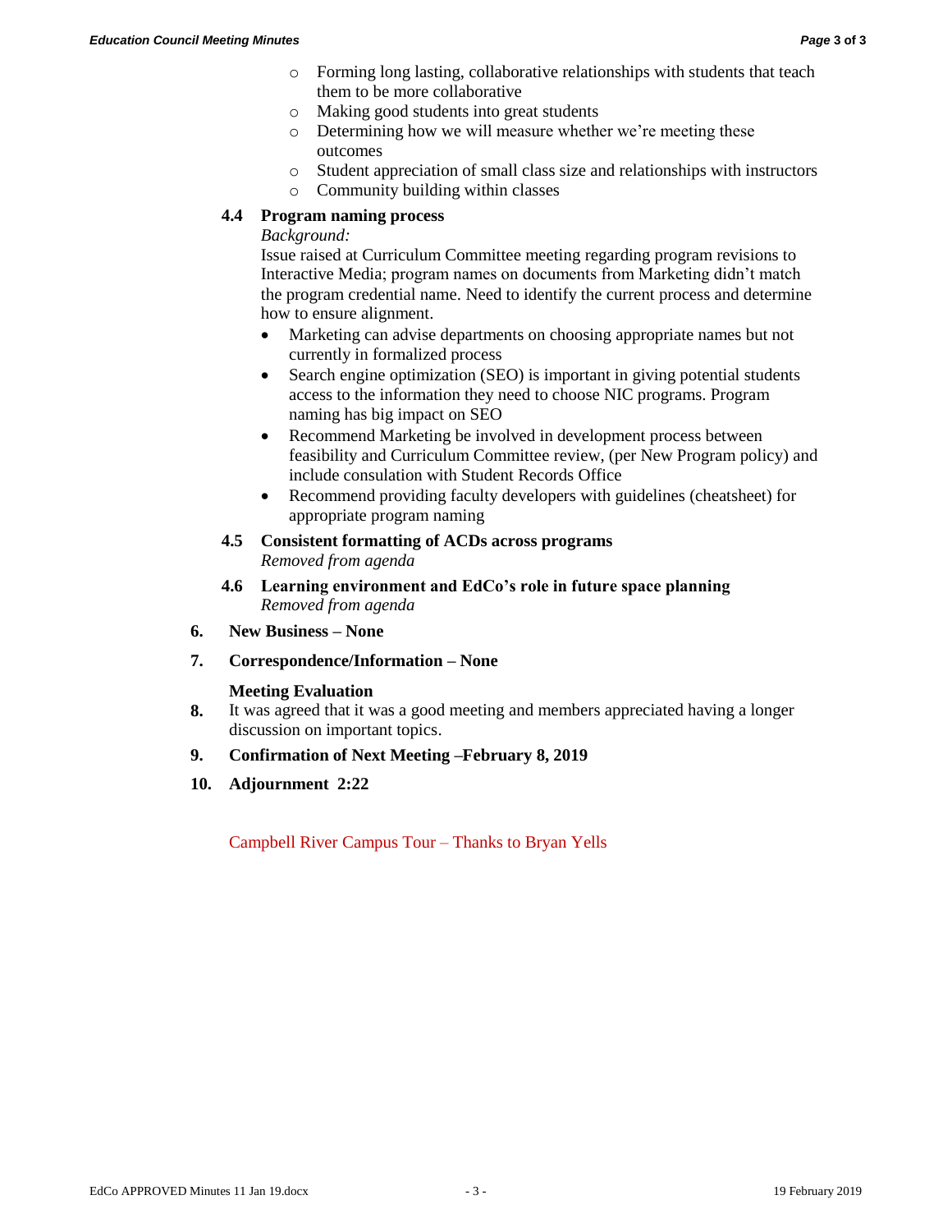- Forming long lasting, collaborative relationships with students that teach them to be more collaborative
- Making good students into great students
- Determining how we will measure whether we're meeting these outcomes
- Student appreciation of small class size and relationships with instructors
- Community building within classes

**4.4 Program naming process**

*Background:*

Issue raised at Curriculum Committee meeting regarding program revisions to Interactive Media; program names on documents from Marketing didn't match the program credential name. Need to identify the current process and determine how to ensure alignment.

- Marketing can advise departments on choosing appropriate names but not currently in formalized process
- Search engine optimization (SEO) is important in giving potential students access to the information they need to choose NIC programs. Program naming has big impact on SEO
- Recommend Marketing be involved in development process between feasibility and Curriculum Committee review, (per New Program policy) and include consulation with Student Records Office
- Recommend providing faculty developers with guidelines (cheatsheet) for appropriate program naming

**4.5 Consistent formatting of ACDs across programs**

*Removed from agenda*

**4.6 Learning environment and EdCo's role in future space planning**

*Removed from agenda*

**6. New Business – None**

**7. Correspondence/Information – None**

**Meeting Evaluation**

**8.** It was agreed that it was a good meeting and members appreciated having a longer discussion on important topics.

**9. Confirmation of Next Meeting –February 8, 2019**

**10. Adjournment 2:22**

Campbell River Campus Tour – Thanks to Bryan Yells